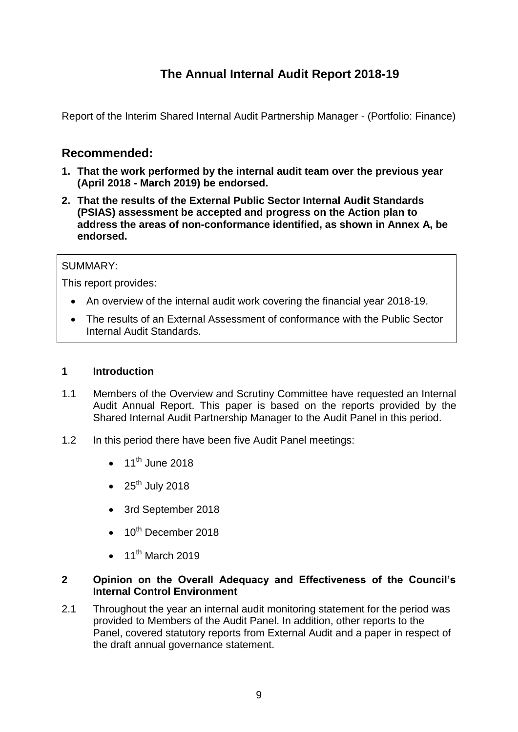# The Annual Internal Audit Report 2018-19

Report of the Interim Shared Internal Audit Partnership Manager - (Portfolio: Finance)

## Recommended:

1. **That the work performed by the internal audit team over the previous year (April 2018 - March 2019) be endorsed.**
2. **That the results of the External Public Sector Internal Audit Standards (PSIAS) assessment be accepted and progress on the Action plan to address the areas of non-conformance identified, as shown in Annex A, be endorsed.**

SUMMARY:

This report provides:

- An overview of the internal audit work covering the financial year 2018-19.
- The results of an External Assessment of conformance with the Public Sector Internal Audit Standards.

### 1 Introduction

1.1 Members of the Overview and Scrutiny Committee have requested an Internal Audit Annual Report. This paper is based on the reports provided by the Shared Internal Audit Partnership Manager to the Audit Panel in this period.

1.2 In this period there have been five Audit Panel meetings:

- 11th June 2018
- 25th July 2018
- 3rd September 2018
- 10th December 2018
- 11th March 2019

### 2 Opinion on the Overall Adequacy and Effectiveness of the Council's Internal Control Environment

2.1 Throughout the year an internal audit monitoring statement for the period was provided to Members of the Audit Panel. In addition, other reports to the Panel, covered statutory reports from External Audit and a paper in respect of the draft annual governance statement.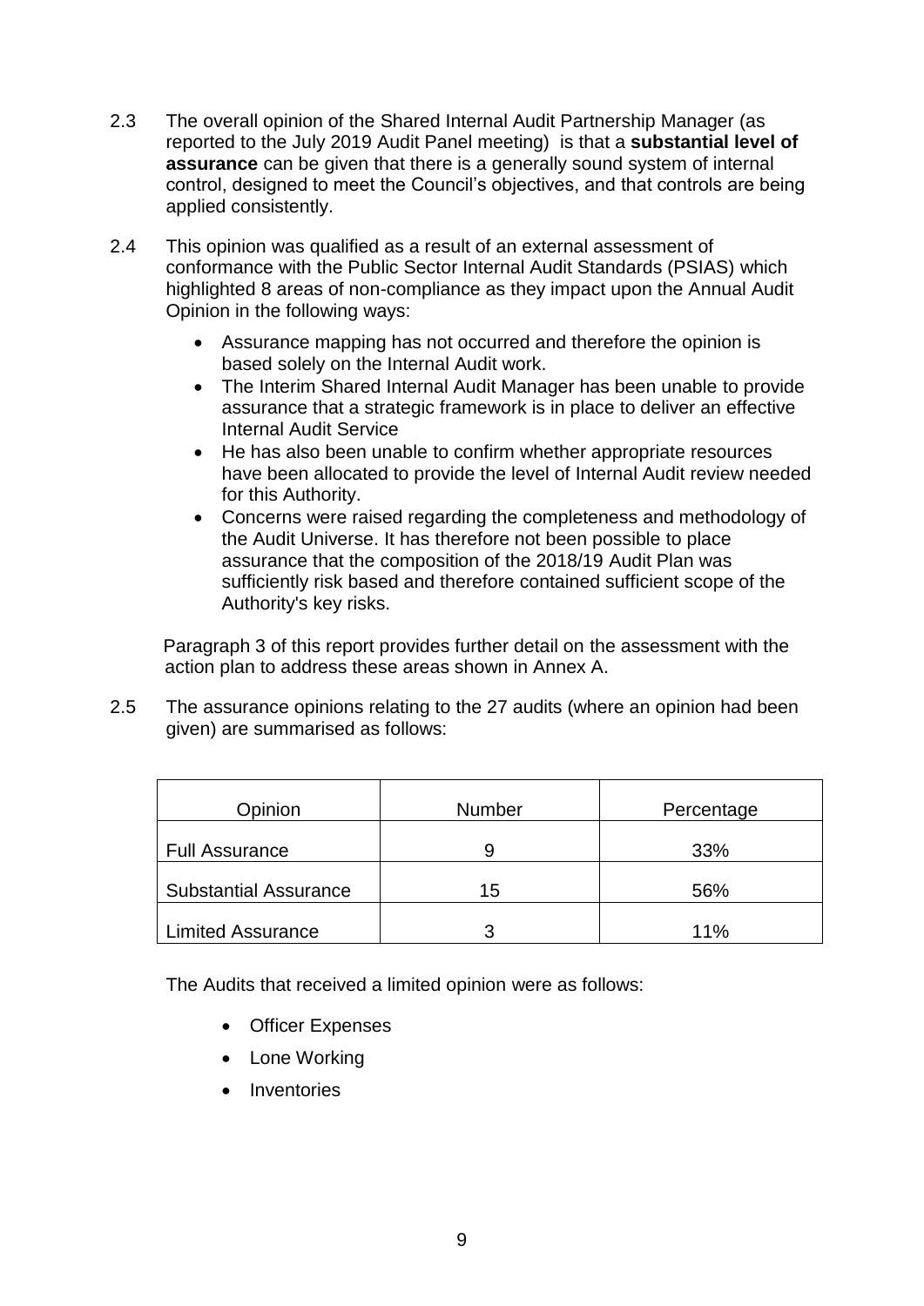2.3 The overall opinion of the Shared Internal Audit Partnership Manager (as reported to the July 2019 Audit Panel meeting) is that a **substantial level of assurance** can be given that there is a generally sound system of internal control, designed to meet the Council's objectives, and that controls are being applied consistently.

2.4 This opinion was qualified as a result of an external assessment of conformance with the Public Sector Internal Audit Standards (PSIAS) which highlighted 8 areas of non-compliance as they impact upon the Annual Audit Opinion in the following ways:

- Assurance mapping has not occurred and therefore the opinion is based solely on the Internal Audit work.
- The Interim Shared Internal Audit Manager has been unable to provide assurance that a strategic framework is in place to deliver an effective Internal Audit Service
- He has also been unable to confirm whether appropriate resources have been allocated to provide the level of Internal Audit review needed for this Authority.
- Concerns were raised regarding the completeness and methodology of the Audit Universe. It has therefore not been possible to place assurance that the composition of the 2018/19 Audit Plan was sufficiently risk based and therefore contained sufficient scope of the Authority's key risks.

Paragraph 3 of this report provides further detail on the assessment with the action plan to address these areas shown in Annex A.

2.5 The assurance opinions relating to the 27 audits (where an opinion had been given) are summarised as follows:

| Opinion | Number | Percentage |
|---|---|---|
| Full Assurance | 9 | 33% |
| Substantial Assurance | 15 | 56% |
| Limited Assurance | 3 | 11% |

The Audits that received a limited opinion were as follows:

- Officer Expenses
- Lone Working
- Inventories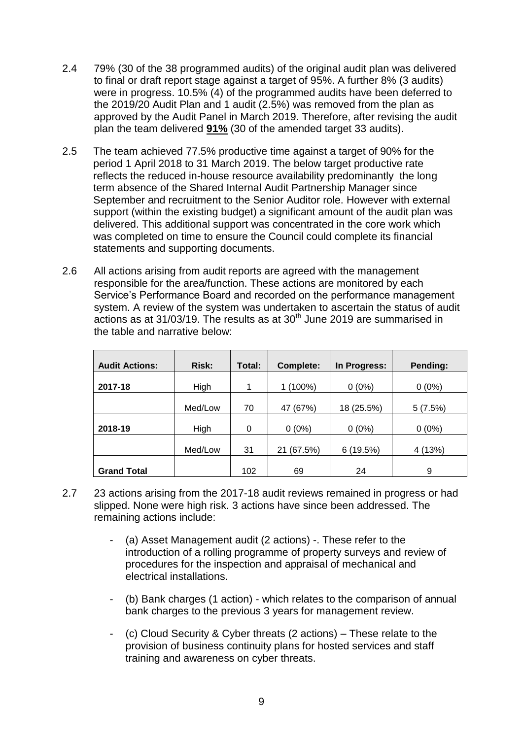2.4 79% (30 of the 38 programmed audits) of the original audit plan was delivered to final or draft report stage against a target of 95%. A further 8% (3 audits) were in progress. 10.5% (4) of the programmed audits have been deferred to the 2019/20 Audit Plan and 1 audit (2.5%) was removed from the plan as approved by the Audit Panel in March 2019. Therefore, after revising the audit plan the team delivered **91%** (30 of the amended target 33 audits).

2.5 The team achieved 77.5% productive time against a target of 90% for the period 1 April 2018 to 31 March 2019. The below target productive rate reflects the reduced in-house resource availability predominantly the long term absence of the Shared Internal Audit Partnership Manager since September and recruitment to the Senior Auditor role. However with external support (within the existing budget) a significant amount of the audit plan was delivered. This additional support was concentrated in the core work which was completed on time to ensure the Council could complete its financial statements and supporting documents.

2.6 All actions arising from audit reports are agreed with the management responsible for the area/function. These actions are monitored by each Service's Performance Board and recorded on the performance management system. A review of the system was undertaken to ascertain the status of audit actions as at 31/03/19. The results as at 30th June 2019 are summarised in the table and narrative below:

| Audit Actions: | Risk: | Total: | Complete: | In Progress: | Pending: |
|---|---|---|---|---|---|
| **2017-18** | High | 1 | 1 (100%) | 0 (0%) | 0 (0%) |
| | Med/Low | 70 | 47 (67%) | 18 (25.5%) | 5 (7.5%) |
| **2018-19** | High | 0 | 0 (0%) | 0 (0%) | 0 (0%) |
| | Med/Low | 31 | 21 (67.5%) | 6 (19.5%) | 4 (13%) |
| **Grand Total** | | 102 | 69 | 24 | 9 |

2.7 23 actions arising from the 2017-18 audit reviews remained in progress or had slipped. None were high risk. 3 actions have since been addressed. The remaining actions include:

- (a) Asset Management audit (2 actions) -. These refer to the introduction of a rolling programme of property surveys and review of procedures for the inspection and appraisal of mechanical and electrical installations.
- (b) Bank charges (1 action) - which relates to the comparison of annual bank charges to the previous 3 years for management review.
- (c) Cloud Security & Cyber threats (2 actions) – These relate to the provision of business continuity plans for hosted services and staff training and awareness on cyber threats.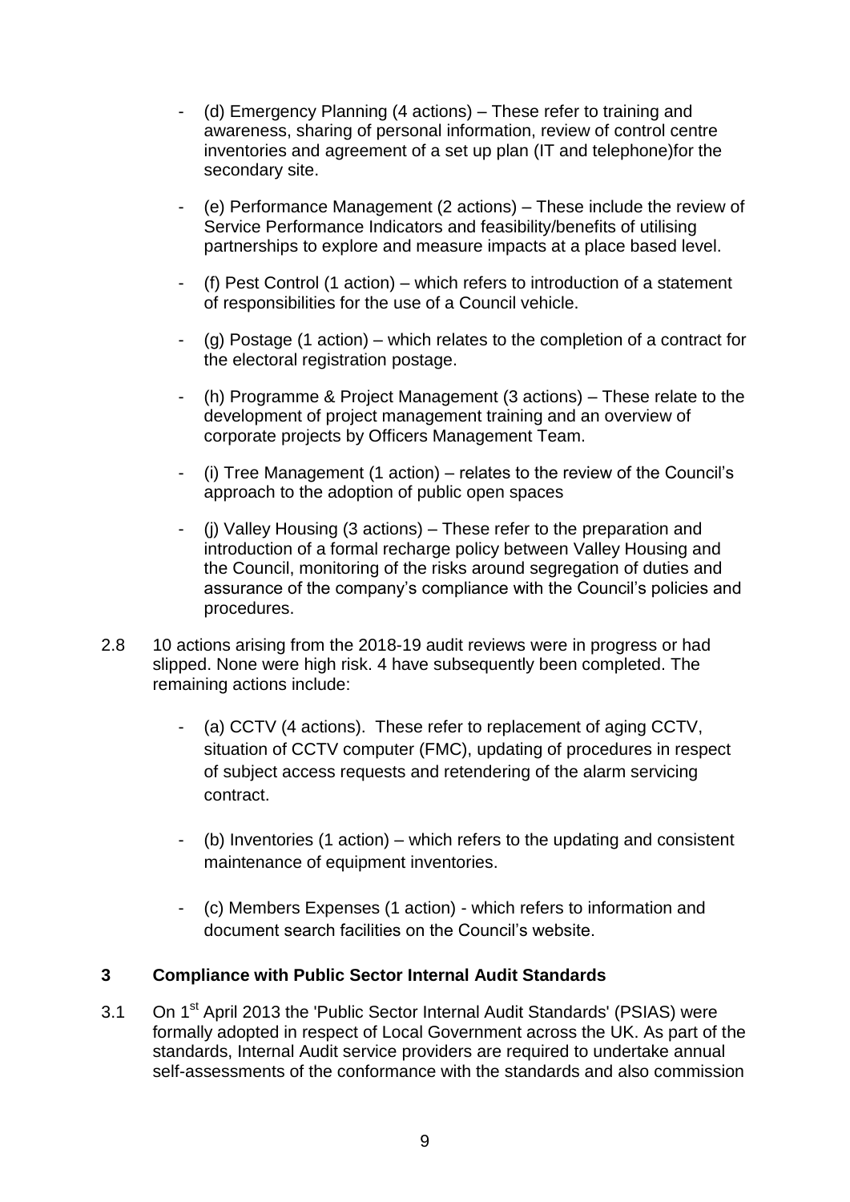- (d) Emergency Planning (4 actions) – These refer to training and awareness, sharing of personal information, review of control centre inventories and agreement of a set up plan (IT and telephone)for the secondary site.

- (e) Performance Management (2 actions) – These include the review of Service Performance Indicators and feasibility/benefits of utilising partnerships to explore and measure impacts at a place based level.

- (f) Pest Control (1 action) – which refers to introduction of a statement of responsibilities for the use of a Council vehicle.

- (g) Postage (1 action) – which relates to the completion of a contract for the electoral registration postage.

- (h) Programme & Project Management (3 actions) – These relate to the development of project management training and an overview of corporate projects by Officers Management Team.

- (i) Tree Management (1 action) – relates to the review of the Council's approach to the adoption of public open spaces

- (j) Valley Housing (3 actions) – These refer to the preparation and introduction of a formal recharge policy between Valley Housing and the Council, monitoring of the risks around segregation of duties and assurance of the company's compliance with the Council's policies and procedures.

2.8 10 actions arising from the 2018-19 audit reviews were in progress or had slipped. None were high risk. 4 have subsequently been completed. The remaining actions include:

- (a) CCTV (4 actions). These refer to replacement of aging CCTV, situation of CCTV computer (FMC), updating of procedures in respect of subject access requests and retendering of the alarm servicing contract.

- (b) Inventories (1 action) – which refers to the updating and consistent maintenance of equipment inventories.

- (c) Members Expenses (1 action) - which refers to information and document search facilities on the Council's website.

## 3 Compliance with Public Sector Internal Audit Standards

3.1 On 1st April 2013 the 'Public Sector Internal Audit Standards' (PSIAS) were formally adopted in respect of Local Government across the UK. As part of the standards, Internal Audit service providers are required to undertake annual self-assessments of the conformance with the standards and also commission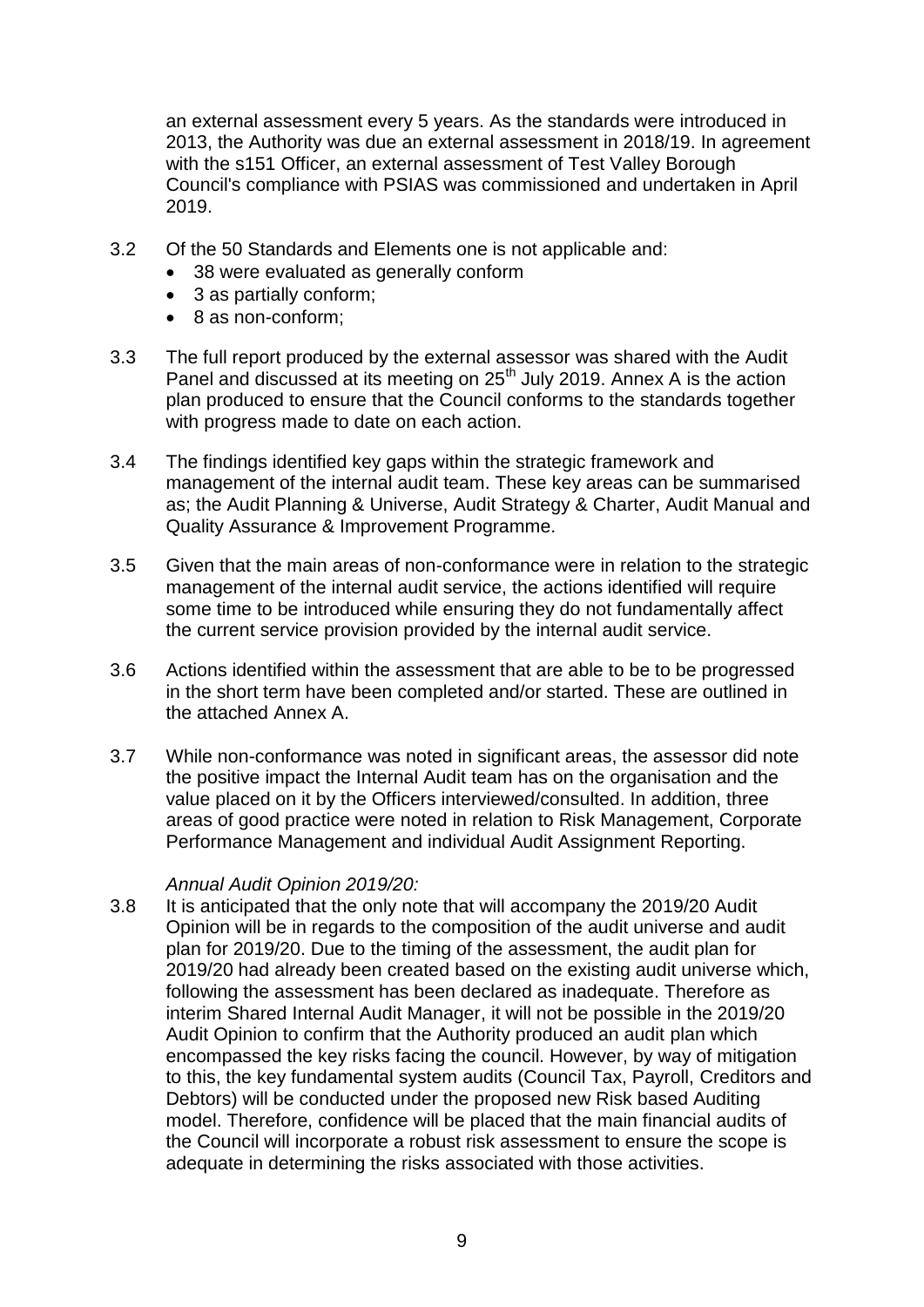an external assessment every 5 years. As the standards were introduced in 2013, the Authority was due an external assessment in 2018/19. In agreement with the s151 Officer, an external assessment of Test Valley Borough Council's compliance with PSIAS was commissioned and undertaken in April 2019.

3.2 Of the 50 Standards and Elements one is not applicable and:

- 38 were evaluated as generally conform
- 3 as partially conform;
- 8 as non-conform;

3.3 The full report produced by the external assessor was shared with the Audit Panel and discussed at its meeting on 25th July 2019. Annex A is the action plan produced to ensure that the Council conforms to the standards together with progress made to date on each action.

3.4 The findings identified key gaps within the strategic framework and management of the internal audit team. These key areas can be summarised as; the Audit Planning & Universe, Audit Strategy & Charter, Audit Manual and Quality Assurance & Improvement Programme.

3.5 Given that the main areas of non-conformance were in relation to the strategic management of the internal audit service, the actions identified will require some time to be introduced while ensuring they do not fundamentally affect the current service provision provided by the internal audit service.

3.6 Actions identified within the assessment that are able to be to be progressed in the short term have been completed and/or started. These are outlined in the attached Annex A.

3.7 While non-conformance was noted in significant areas, the assessor did note the positive impact the Internal Audit team has on the organisation and the value placed on it by the Officers interviewed/consulted. In addition, three areas of good practice were noted in relation to Risk Management, Corporate Performance Management and individual Audit Assignment Reporting.

*Annual Audit Opinion 2019/20:*

3.8 It is anticipated that the only note that will accompany the 2019/20 Audit Opinion will be in regards to the composition of the audit universe and audit plan for 2019/20. Due to the timing of the assessment, the audit plan for 2019/20 had already been created based on the existing audit universe which, following the assessment has been declared as inadequate. Therefore as interim Shared Internal Audit Manager, it will not be possible in the 2019/20 Audit Opinion to confirm that the Authority produced an audit plan which encompassed the key risks facing the council. However, by way of mitigation to this, the key fundamental system audits (Council Tax, Payroll, Creditors and Debtors) will be conducted under the proposed new Risk based Auditing model. Therefore, confidence will be placed that the main financial audits of the Council will incorporate a robust risk assessment to ensure the scope is adequate in determining the risks associated with those activities.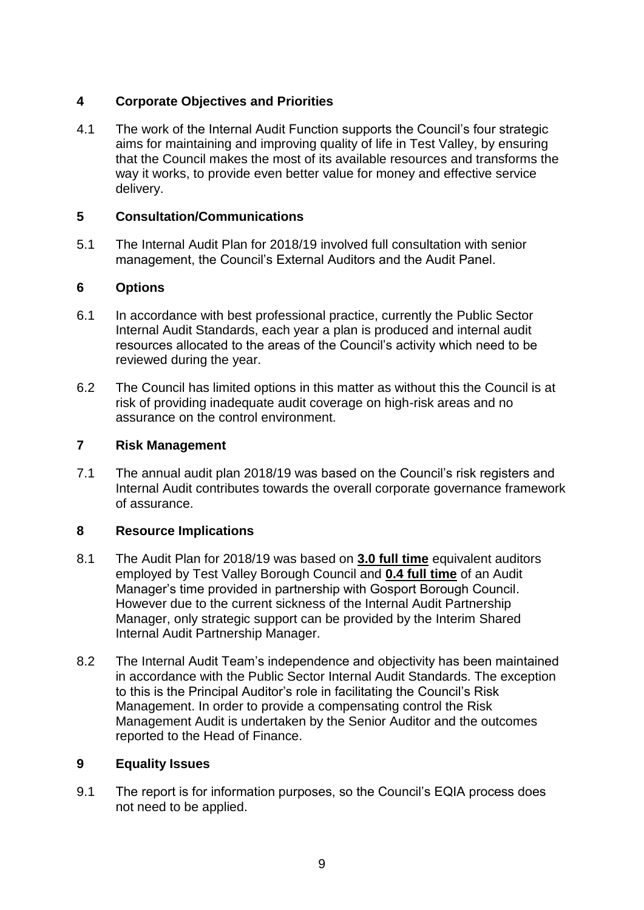## 4 Corporate Objectives and Priorities

4.1 The work of the Internal Audit Function supports the Council's four strategic aims for maintaining and improving quality of life in Test Valley, by ensuring that the Council makes the most of its available resources and transforms the way it works, to provide even better value for money and effective service delivery.

## 5 Consultation/Communications

5.1 The Internal Audit Plan for 2018/19 involved full consultation with senior management, the Council's External Auditors and the Audit Panel.

## 6 Options

6.1 In accordance with best professional practice, currently the Public Sector Internal Audit Standards, each year a plan is produced and internal audit resources allocated to the areas of the Council's activity which need to be reviewed during the year.

6.2 The Council has limited options in this matter as without this the Council is at risk of providing inadequate audit coverage on high-risk areas and no assurance on the control environment.

## 7 Risk Management

7.1 The annual audit plan 2018/19 was based on the Council's risk registers and Internal Audit contributes towards the overall corporate governance framework of assurance.

## 8 Resource Implications

8.1 The Audit Plan for 2018/19 was based on **3.0 full time** equivalent auditors employed by Test Valley Borough Council and **0.4 full time** of an Audit Manager's time provided in partnership with Gosport Borough Council. However due to the current sickness of the Internal Audit Partnership Manager, only strategic support can be provided by the Interim Shared Internal Audit Partnership Manager.

8.2 The Internal Audit Team's independence and objectivity has been maintained in accordance with the Public Sector Internal Audit Standards. The exception to this is the Principal Auditor's role in facilitating the Council's Risk Management. In order to provide a compensating control the Risk Management Audit is undertaken by the Senior Auditor and the outcomes reported to the Head of Finance.

## 9 Equality Issues

9.1 The report is for information purposes, so the Council's EQIA process does not need to be applied.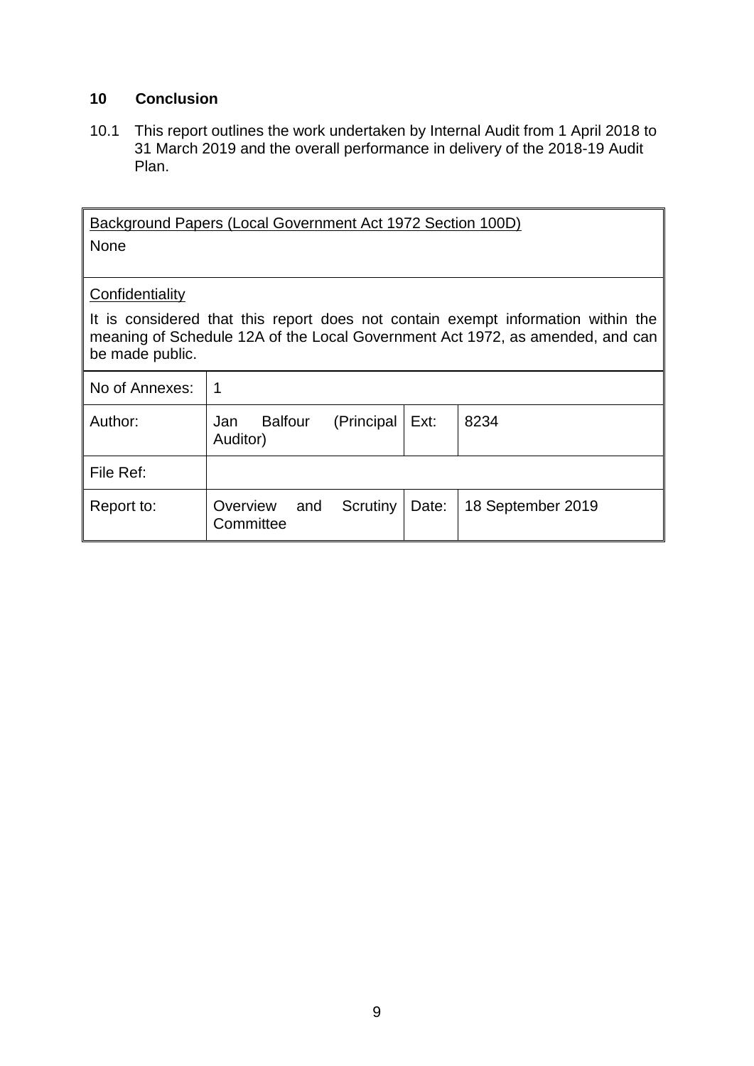## 10 Conclusion

10.1 This report outlines the work undertaken by Internal Audit from 1 April 2018 to 31 March 2019 and the overall performance in delivery of the 2018-19 Audit Plan.

| | | | |
|---|---|---|---|
| Background Papers (Local Government Act 1972 Section 100D)<br>None | | | |
| Confidentiality<br>It is considered that this report does not contain exempt information within the meaning of Schedule 12A of the Local Government Act 1972, as amended, and can be made public. | | | |
| No of Annexes: | 1 | | |
| Author: | Jan Balfour (Principal Auditor) | Ext: | 8234 |
| File Ref: | | | |
| Report to: | Overview and Scrutiny Committee | Date: | 18 September 2019 |